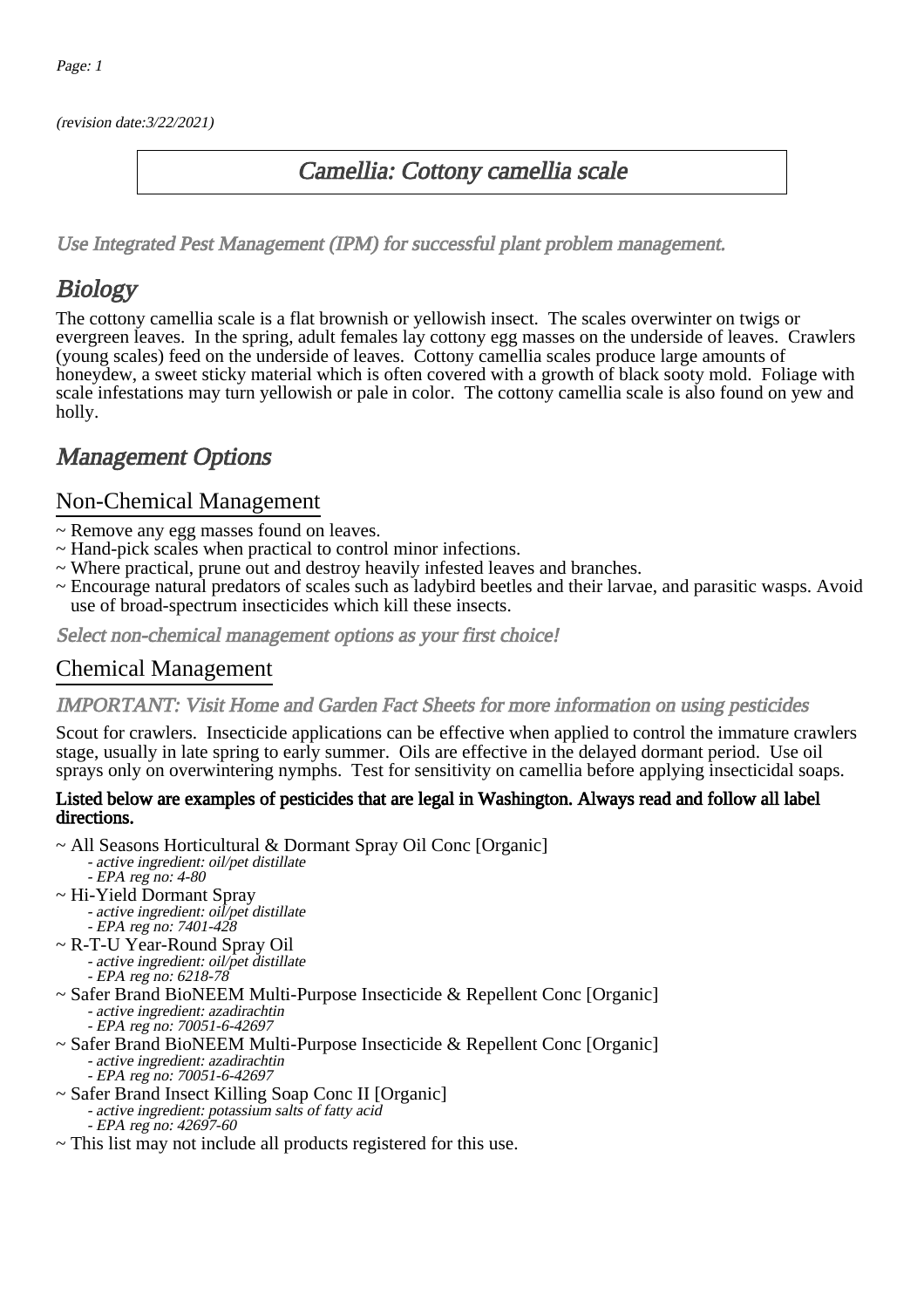(revision date:3/22/2021)

# Camellia: Cottony camellia scale

*Use Integrated Pest Management (IPM) for successful plant problem management.*

## Biology

The cottony camellia scale is a flat brownish or yellowish insect. The scales overwinter on twigs or evergreen leaves. In the spring, adult females lay cottony egg masses on the underside of leaves. Crawlers (young scales) feed on the underside of leaves. Cottony camellia scales produce large amounts of honeydew, a sweet sticky material which is often covered with a growth of black sooty mold. Foliage with scale infestations may turn yellowish or pale in color. The cottony camellia scale is also found on yew and holly.

## Management Options

### Non-Chemical Management

~ Remove any egg masses found on leaves.
~ Hand-pick scales when practical to control minor infections.
~ Where practical, prune out and destroy heavily infested leaves and branches.
~ Encourage natural predators of scales such as ladybird beetles and their larvae, and parasitic wasps. Avoid use of broad-spectrum insecticides which kill these insects.

*Select non-chemical management options as your first choice!*

### Chemical Management

*IMPORTANT: Visit Home and Garden Fact Sheets for more information on using pesticides*

Scout for crawlers. Insecticide applications can be effective when applied to control the immature crawlers stage, usually in late spring to early summer. Oils are effective in the delayed dormant period. Use oil sprays only on overwintering nymphs. Test for sensitivity on camellia before applying insecticidal soaps.

**Listed below are examples of pesticides that are legal in Washington. Always read and follow all label directions.**

~ All Seasons Horticultural & Dormant Spray Oil Conc [Organic]
   - *active ingredient: oil/pet distillate*
   - *EPA reg no: 4-80*
~ Hi-Yield Dormant Spray
   - *active ingredient: oil/pet distillate*
   - *EPA reg no: 7401-428*
~ R-T-U Year-Round Spray Oil
   - *active ingredient: oil/pet distillate*
   - *EPA reg no: 6218-78*
~ Safer Brand BioNEEM Multi-Purpose Insecticide & Repellent Conc [Organic]
   - *active ingredient: azadirachtin*
   - *EPA reg no: 70051-6-42697*
~ Safer Brand BioNEEM Multi-Purpose Insecticide & Repellent Conc [Organic]
   - *active ingredient: azadirachtin*
   - *EPA reg no: 70051-6-42697*
~ Safer Brand Insect Killing Soap Conc II [Organic]
   - *active ingredient: potassium salts of fatty acid*
   - *EPA reg no: 42697-60*
~ This list may not include all products registered for this use.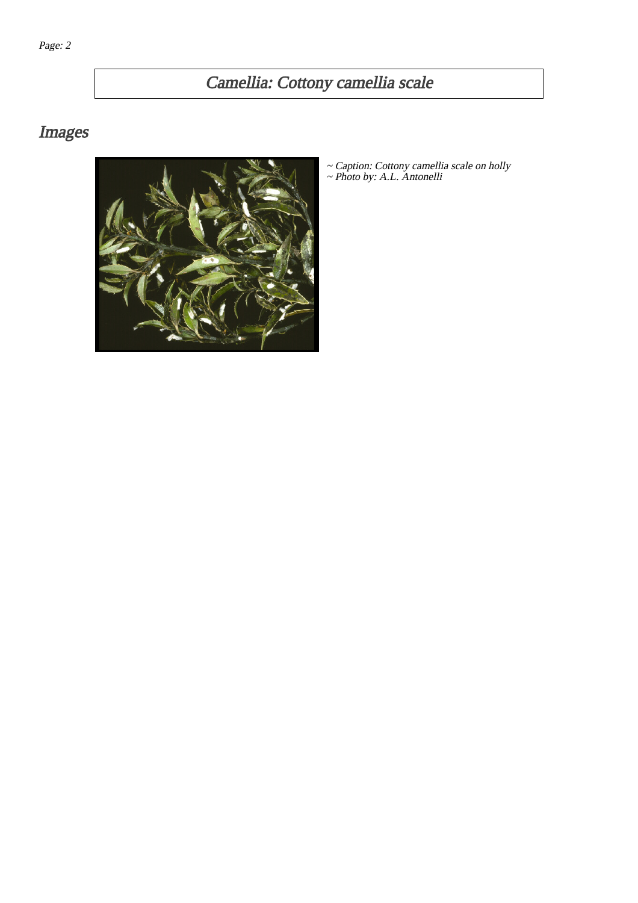# Camellia: Cottony camellia scale

## Images

~ Caption: Cottony camellia scale on holly
~ Photo by: A.L. Antonelli